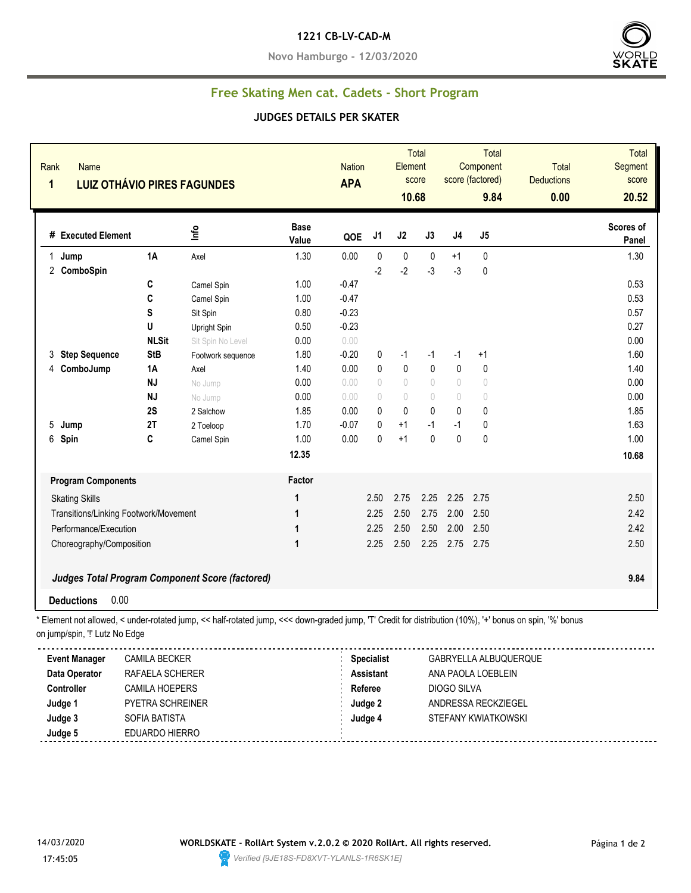# 1221 CB-LV-CAD-M

**Novo Hamburgo - 12/03/2020**

## Free Skating Men cat. Cadets - Short Program

### JUDGES DETAILS PER SKATER

| Rank | Name | Nation | Total Element score | Total Component score (factored) | Total Deductions | Total Segment score |
|---|---|---|---|---|---|---|
| 1 | LUIZ OTHÁVIO PIRES FAGUNDES | APA | 10.68 | 9.84 | 0.00 | 20.52 |

| # | Executed Element | | Info | Base Value | QOE | J1 | J2 | J3 | J4 | J5 | Scores of Panel |
|---|---|---|---|---|---|---|---|---|---|---|---|
| 1 | Jump | 1A | Axel | 1.30 | 0.00 | 0 | 0 | 0 | +1 | 0 | 1.30 |
| 2 | ComboSpin | | | | | -2 | -2 | -3 | -3 | 0 | |
| | | C | Camel Spin | 1.00 | -0.47 | | | | | | 0.53 |
| | | C | Camel Spin | 1.00 | -0.47 | | | | | | 0.53 |
| | | S | Sit Spin | 0.80 | -0.23 | | | | | | 0.57 |
| | | U | Upright Spin | 0.50 | -0.23 | | | | | | 0.27 |
| | | NLSit | Sit Spin No Level | 0.00 | 0.00 | | | | | | 0.00 |
| 3 | Step Sequence | StB | Footwork sequence | 1.80 | -0.20 | 0 | -1 | -1 | -1 | +1 | 1.60 |
| 4 | ComboJump | 1A | Axel | 1.40 | 0.00 | 0 | 0 | 0 | 0 | 0 | 1.40 |
| | | NJ | No Jump | 0.00 | 0.00 | 0 | 0 | 0 | 0 | 0 | 0.00 |
| | | NJ | No Jump | 0.00 | 0.00 | 0 | 0 | 0 | 0 | 0 | 0.00 |
| | | 2S | 2 Salchow | 1.85 | 0.00 | 0 | 0 | 0 | 0 | 0 | 1.85 |
| 5 | Jump | 2T | 2 Toeloop | 1.70 | -0.07 | 0 | +1 | -1 | -1 | 0 | 1.63 |
| 6 | Spin | C | Camel Spin | 1.00 | 0.00 | 0 | +1 | 0 | 0 | 0 | 1.00 |
| | | | | 12.35 | | | | | | | 10.68 |

| Program Components | Factor | J1 | J2 | J3 | J4 | J5 | Scores of Panel |
|---|---|---|---|---|---|---|---|
| Skating Skills | 1 | 2.50 | 2.75 | 2.25 | 2.25 | 2.75 | 2.50 |
| Transitions/Linking Footwork/Movement | 1 | 2.25 | 2.50 | 2.75 | 2.00 | 2.50 | 2.42 |
| Performance/Execution | 1 | 2.25 | 2.50 | 2.50 | 2.00 | 2.50 | 2.42 |
| Choreography/Composition | 1 | 2.25 | 2.50 | 2.25 | 2.75 | 2.75 | 2.50 |

***Judges Total Program Component Score (factored)*** **9.84**

**Deductions** 0.00

\* Element not allowed, < under-rotated jump, << half-rotated jump, <<< down-graded jump, 'T' Credit for distribution (10%), '+' bonus on spin, '%' bonus on jump/spin, '!' Lutz No Edge

| | | | |
|---|---|---|---|
| **Event Manager** | CAMILA BECKER | **Specialist** | GABRYELLA ALBUQUERQUE |
| **Data Operator** | RAFAELA SCHERER | **Assistant** | ANA PAOLA LOEBLEIN |
| **Controller** | CAMILA HOEPERS | **Referee** | DIOGO SILVA |
| **Judge 1** | PYETRA SCHREINER | **Judge 2** | ANDRESSA RECKZIEGEL |
| **Judge 3** | SOFIA BATISTA | **Judge 4** | STEFANY KWIATKOWSKI |
| **Judge 5** | EDUARDO HIERRO | | |

14/03/2020 17:45:05

**WORLDSKATE - RollArt System v.2.0.2 © 2020 RollArt. All rights reserved.**

*Verified [9JE18S-FD8XVT-YLANLS-1R6SK1E]*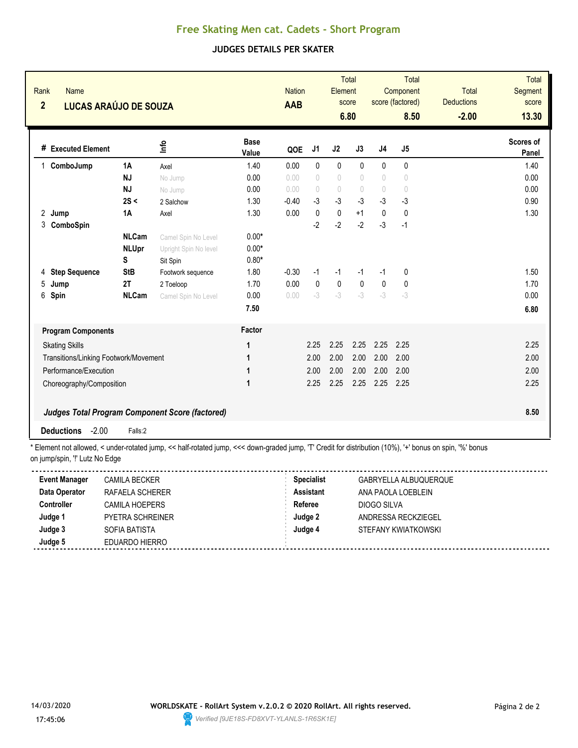# Free Skating Men cat. Cadets - Short Program

## JUDGES DETAILS PER SKATER

| Rank | Name | Nation | Total Element score | Total Component score (factored) | Total Deductions | Total Segment score |
|---|---|---|---|---|---|---|
| 2 | LUCAS ARAÚJO DE SOUZA | AAB | 6.80 | 8.50 | -2.00 | 13.30 |

| # | Executed Element | | Info | Base Value | QOE | J1 | J2 | J3 | J4 | J5 | Scores of Panel |
|---|---|---|---|---|---|---|---|---|---|---|---|
| 1 | ComboJump | 1A | Axel | 1.40 | 0.00 | 0 | 0 | 0 | 0 | 0 | 1.40 |
| | | NJ | No Jump | 0.00 | 0.00 | 0 | 0 | 0 | 0 | 0 | 0.00 |
| | | NJ | No Jump | 0.00 | 0.00 | 0 | 0 | 0 | 0 | 0 | 0.00 |
| | | 2S < | 2 Salchow | 1.30 | -0.40 | -3 | -3 | -3 | -3 | -3 | 0.90 |
| 2 | Jump | 1A | Axel | 1.30 | 0.00 | 0 | 0 | +1 | 0 | 0 | 1.30 |
| 3 | ComboSpin | | | | | -2 | -2 | -2 | -3 | -1 | |
| | | NLCam | Camel Spin No Level | 0.00* | | | | | | | |
| | | NLUpr | Upright Spin No level | 0.00* | | | | | | | |
| | | S | Sit Spin | 0.80* | | | | | | | |
| 4 | Step Sequence | StB | Footwork sequence | 1.80 | -0.30 | -1 | -1 | -1 | -1 | 0 | 1.50 |
| 5 | Jump | 2T | 2 Toeloop | 1.70 | 0.00 | 0 | 0 | 0 | 0 | 0 | 1.70 |
| 6 | Spin | NLCam | Camel Spin No Level | 0.00 | 0.00 | -3 | -3 | -3 | -3 | -3 | 0.00 |
| | | | | 7.50 | | | | | | | 6.80 |

| Program Components | Factor | J1 | J2 | J3 | J4 | J5 | |
|---|---|---|---|---|---|---|---|
| Skating Skills | 1 | 2.25 | 2.25 | 2.25 | 2.25 | 2.25 | 2.25 |
| Transitions/Linking Footwork/Movement | 1 | 2.00 | 2.00 | 2.00 | 2.00 | 2.00 | 2.00 |
| Performance/Execution | 1 | 2.00 | 2.00 | 2.00 | 2.00 | 2.00 | 2.00 |
| Choreography/Composition | 1 | 2.25 | 2.25 | 2.25 | 2.25 | 2.25 | 2.25 |
| ***Judges Total Program Component Score (factored)*** | | | | | | | **8.50** |

**Deductions** -2.00 Falls:2

\* Element not allowed, < under-rotated jump, << half-rotated jump, <<< down-graded jump, 'T' Credit for distribution (10%), '+' bonus on spin, '%' bonus on jump/spin, '!' Lutz No Edge

| | | | |
|---|---|---|---|
| **Event Manager** | CAMILA BECKER | **Specialist** | GABRYELLA ALBUQUERQUE |
| **Data Operator** | RAFAELA SCHERER | **Assistant** | ANA PAOLA LOEBLEIN |
| **Controller** | CAMILA HOEPERS | **Referee** | DIOGO SILVA |
| **Judge 1** | PYETRA SCHREINER | **Judge 2** | ANDRESSA RECKZIEGEL |
| **Judge 3** | SOFIA BATISTA | **Judge 4** | STEFANY KWIATKOWSKI |
| **Judge 5** | EDUARDO HIERRO | | |

14/03/2020
17:45:06

**WORLDSKATE - RollArt System v.2.0.2 © 2020 RollArt. All rights reserved.**

*Verified [9JE18S-FD8XVT-YLANLS-1R6SK1E]*